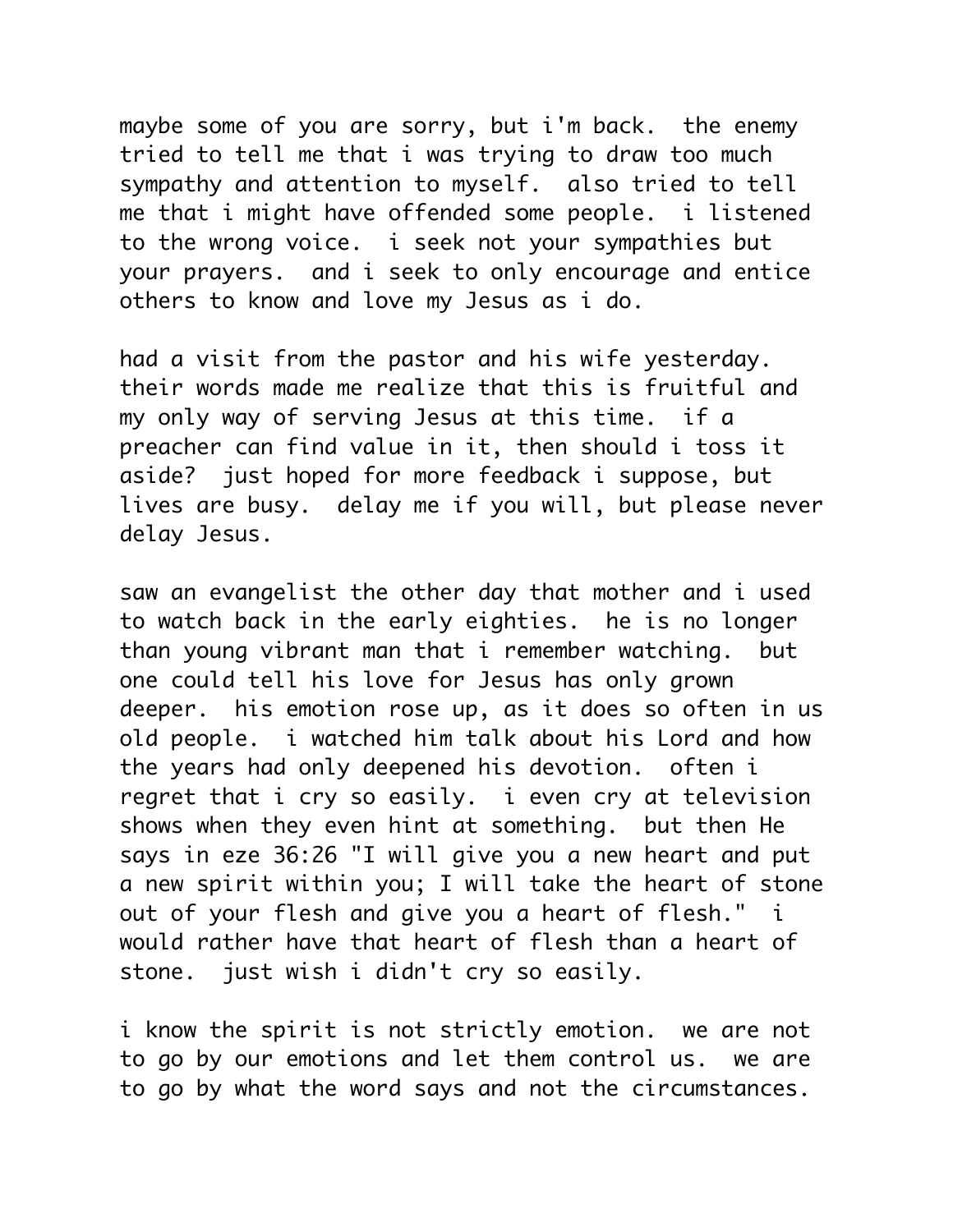maybe some of you are sorry, but i'm back. the enemy tried to tell me that i was trying to draw too much sympathy and attention to myself. also tried to tell me that i might have offended some people. i listened to the wrong voice. i seek not your sympathies but your prayers. and i seek to only encourage and entice others to know and love my Jesus as i do.

had a visit from the pastor and his wife yesterday. their words made me realize that this is fruitful and my only way of serving Jesus at this time. if a preacher can find value in it, then should i toss it aside? just hoped for more feedback i suppose, but lives are busy. delay me if you will, but please never delay Jesus.

saw an evangelist the other day that mother and i used to watch back in the early eighties. he is no longer than young vibrant man that i remember watching. but one could tell his love for Jesus has only grown deeper. his emotion rose up, as it does so often in us old people. i watched him talk about his Lord and how the years had only deepened his devotion. often i regret that i cry so easily. i even cry at television shows when they even hint at something. but then He says in eze 36:26 "I will give you a new heart and put a new spirit within you; I will take the heart of stone out of your flesh and give you a heart of flesh." i would rather have that heart of flesh than a heart of stone. just wish i didn't cry so easily.

i know the spirit is not strictly emotion. we are not to go by our emotions and let them control us. we are to go by what the word says and not the circumstances.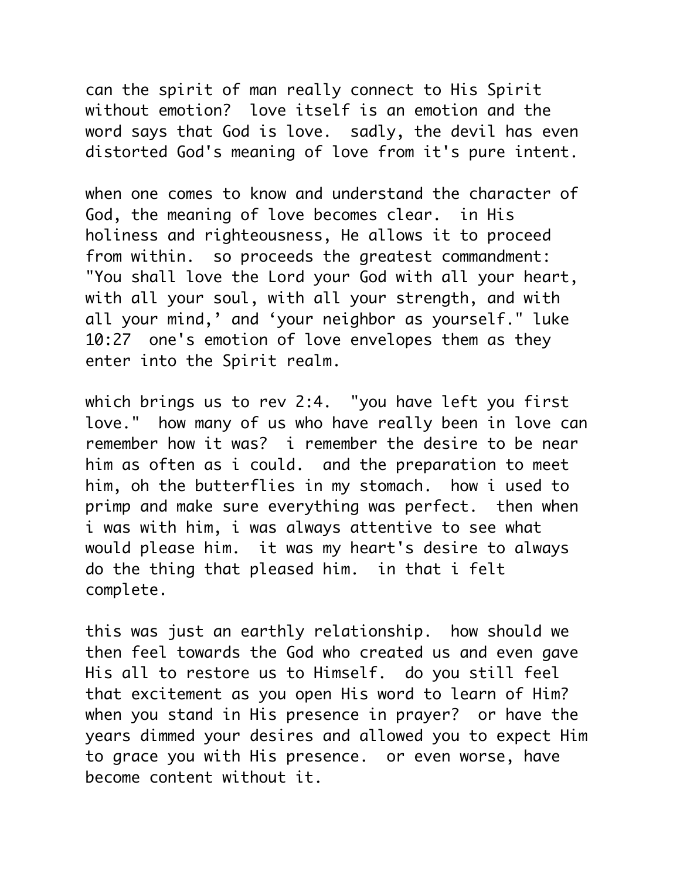can the spirit of man really connect to His Spirit without emotion?  love itself is an emotion and the word says that God is love.  sadly, the devil has even distorted God's meaning of love from it's pure intent.

when one comes to know and understand the character of God, the meaning of love becomes clear.  in His holiness and righteousness, He allows it to proceed from within.  so proceeds the greatest commandment: "You shall love the Lord your God with all your heart, with all your soul, with all your strength, and with all your mind,' and 'your neighbor as yourself." luke 10:27  one's emotion of love envelopes them as they enter into the Spirit realm.

which brings us to rev 2:4.  "you have left you first love."  how many of us who have really been in love can remember how it was?  i remember the desire to be near him as often as i could.  and the preparation to meet him, oh the butterflies in my stomach.  how i used to primp and make sure everything was perfect.  then when i was with him, i was always attentive to see what would please him.  it was my heart's desire to always do the thing that pleased him.  in that i felt complete.

this was just an earthly relationship.  how should we then feel towards the God who created us and even gave His all to restore us to Himself.  do you still feel that excitement as you open His word to learn of Him? when you stand in His presence in prayer?  or have the years dimmed your desires and allowed you to expect Him to grace you with His presence.  or even worse, have become content without it.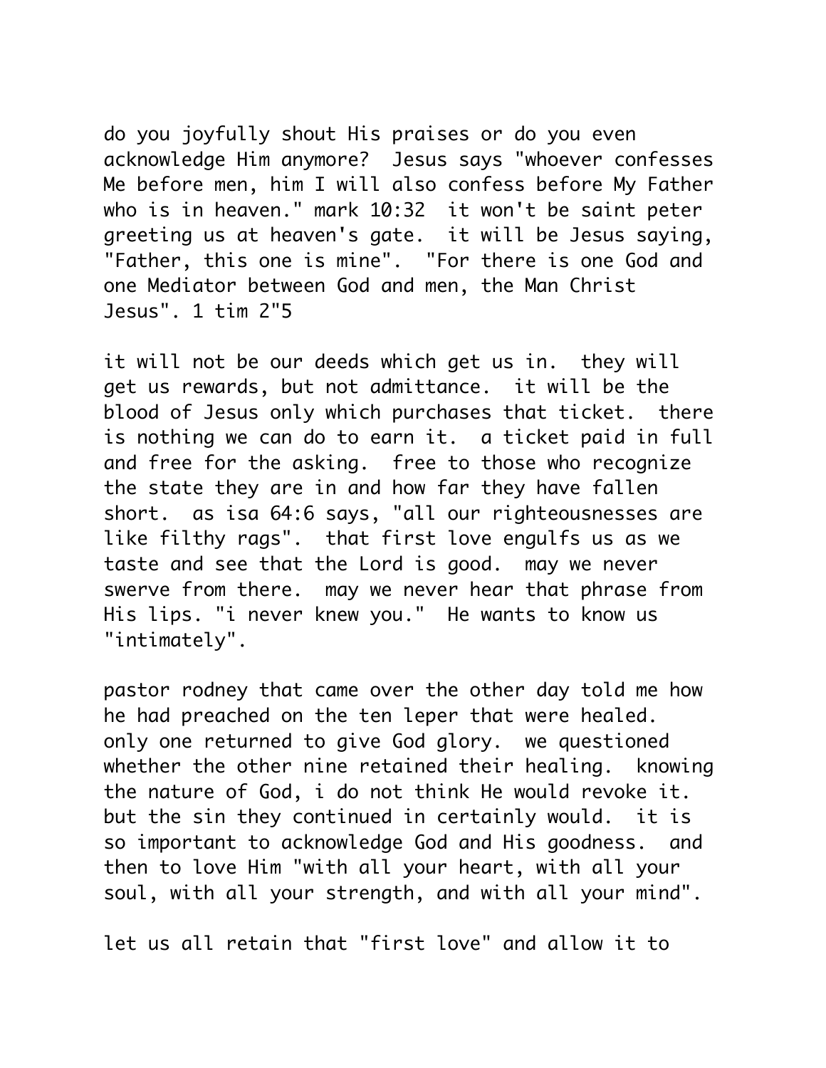do you joyfully shout His praises or do you even acknowledge Him anymore?  Jesus says "whoever confesses Me before men, him I will also confess before My Father who is in heaven." mark 10:32  it won't be saint peter greeting us at heaven's gate.  it will be Jesus saying, "Father, this one is mine".  "For there is one God and one Mediator between God and men, the Man Christ Jesus". 1 tim 2"5

it will not be our deeds which get us in.  they will get us rewards, but not admittance.  it will be the blood of Jesus only which purchases that ticket.  there is nothing we can do to earn it.  a ticket paid in full and free for the asking.  free to those who recognize the state they are in and how far they have fallen short.  as isa 64:6 says, "all our righteousnesses are like filthy rags".  that first love engulfs us as we taste and see that the Lord is good.  may we never swerve from there.  may we never hear that phrase from His lips. "i never knew you."  He wants to know us "intimately".

pastor rodney that came over the other day told me how he had preached on the ten leper that were healed.  only one returned to give God glory.  we questioned whether the other nine retained their healing.  knowing the nature of God, i do not think He would revoke it.  but the sin they continued in certainly would.  it is so important to acknowledge God and His goodness.  and then to love Him "with all your heart, with all your soul, with all your strength, and with all your mind".

let us all retain that "first love" and allow it to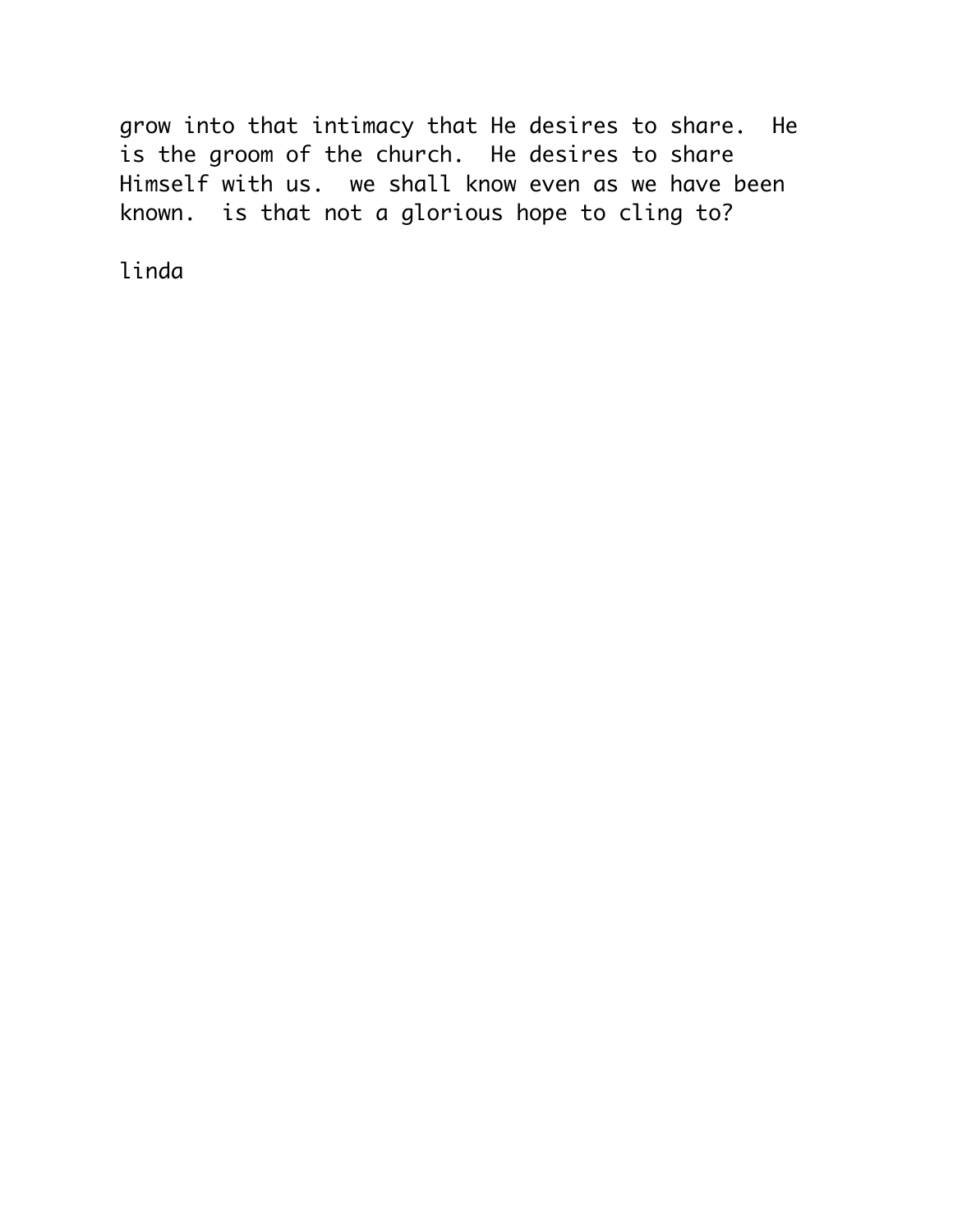grow into that intimacy that He desires to share. He is the groom of the church. He desires to share Himself with us. we shall know even as we have been known. is that not a glorious hope to cling to?

linda